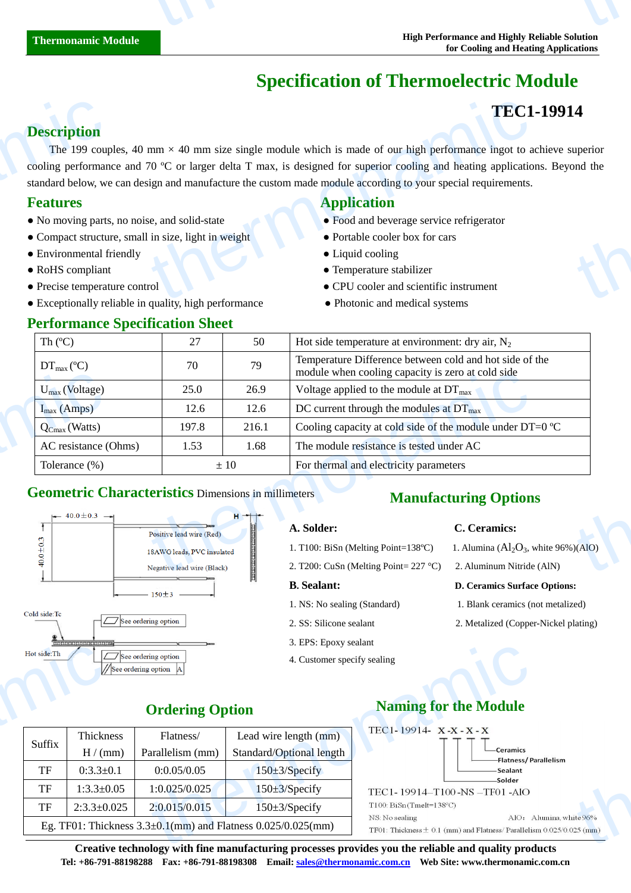# Specification of Thermoelectric Module

## TEC1-19914

## Description

The 199 couples, 40 mm × 40 mm size single module which is made of our high performance ingot to achieve superior cooling performance and 70 ºC or larger delta T max, is designed for superior cooling and heating applications. Beyond the standard below, we can design and manufacture the custom made module according to your special requirements.

## Features

- No moving parts, no noise, and solid-state
- Compact structure, small in size, light in weight
- Environmental friendly
- RoHS compliant
- Precise temperature control
- Exceptionally reliable in quality, high performance

## Application

- Food and beverage service refrigerator
- Portable cooler box for cars
- Liquid cooling
- Temperature stabilizer
- CPU cooler and scientific instrument
- Photonic and medical systems

## Performance Specification Sheet

| Th (ºC) | 27 | 50 | Hot side temperature at environment: dry air, $N_2$ |
|---|---|---|---|
| $DT_{max}$ (ºC) | 70 | 79 | Temperature Difference between cold and hot side of the module when cooling capacity is zero at cold side |
| $U_{max}$ (Voltage) | 25.0 | 26.9 | Voltage applied to the module at $DT_{max}$ |
| $I_{max}$ (Amps) | 12.6 | 12.6 | DC current through the modules at $DT_{max}$ |
| $Q_{Cmax}$ (Watts) | 197.8 | 216.1 | Cooling capacity at cold side of the module under DT=0 ºC |
| AC resistance (Ohms) | 1.53 | 1.68 | The module resistance is tested under AC |
| Tolerance (%) | ± 10 | | For thermal and electricity parameters |

## Geometric Characteristics Dimensions in millimeters

40.0±0.3

40.0±0.3

H

Positive lead wire (Red)

18AWG leads, PVC insulated

Negative lead wire (Black)

150±3

Cold side:Tc

Hot side:Th

See ordering option

See ordering option

See ordering option A

## Manufacturing Options

**A. Solder:**

1. T100: BiSn (Melting Point=138ºC)
2. T200: CuSn (Melting Point= 227 °C)

**B. Sealant:**

1. NS: No sealing (Standard)
2. SS: Silicone sealant
3. EPS: Epoxy sealant
4. Customer specify sealing

**C. Ceramics:**

1. Alumina ($Al_2O_3$, white 96%)(AlO)
2. Aluminum Nitride (AlN)

**D. Ceramics Surface Options:**

1. Blank ceramics (not metalized)
2. Metalized (Copper-Nickel plating)

## Ordering Option

| Suffix | Thickness H / (mm) | Flatness/ Parallelism (mm) | Lead wire length (mm) Standard/Optional length |
|---|---|---|---|
| TF | 0:3.3±0.1 | 0:0.05/0.05 | 150±3/Specify |
| TF | 1:3.3±0.05 | 1:0.025/0.025 | 150±3/Specify |
| TF | 2:3.3±0.025 | 2:0.015/0.015 | 150±3/Specify |
| Eg. TF01: Thickness 3.3±0.1(mm) and Flatness 0.025/0.025(mm) | | | |

## Naming for the Module

TEC1- 19914- X -X - X - X

- Ceramics
- Flatness/ Parallelism
- Sealant
- Solder

TEC1- 19914–T100 -NS –TF01 -AlO

T100: BiSn (Tmelt=138°C)

NS: No sealing

AlO: Alumina, white 96%

TF01: Thickness± 0.1 (mm) and Flatness/ Parallelism 0.025/0.025 (mm)

**Creative technology with fine manufacturing processes provides you the reliable and quality products**

**Tel: +86-791-88198288 Fax: +86-791-88198308 Email: sales@thermonamic.com.cn Web Site: www.thermonamic.com.cn**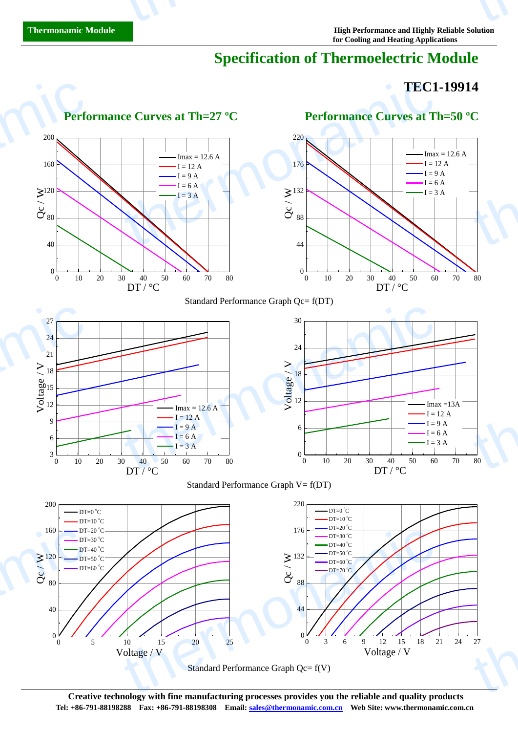## Specification of Thermoelectric Module

### TEC1-19914

**Performance Curves at Th=27 ºC**

**Performance Curves at Th=50 ºC**

Standard Performance Graph Qc= f(DT)

Standard Performance Graph V= f(DT)

Standard Performance Graph Qc= f(V)

**Creative technology with fine manufacturing provides you the reliable and quality products**

**Tel: +86-791-88198288 Fax: +86-791-88198308 Email: sales@thermonamic.com.cn Web Site: www.thermonamic.com.cn**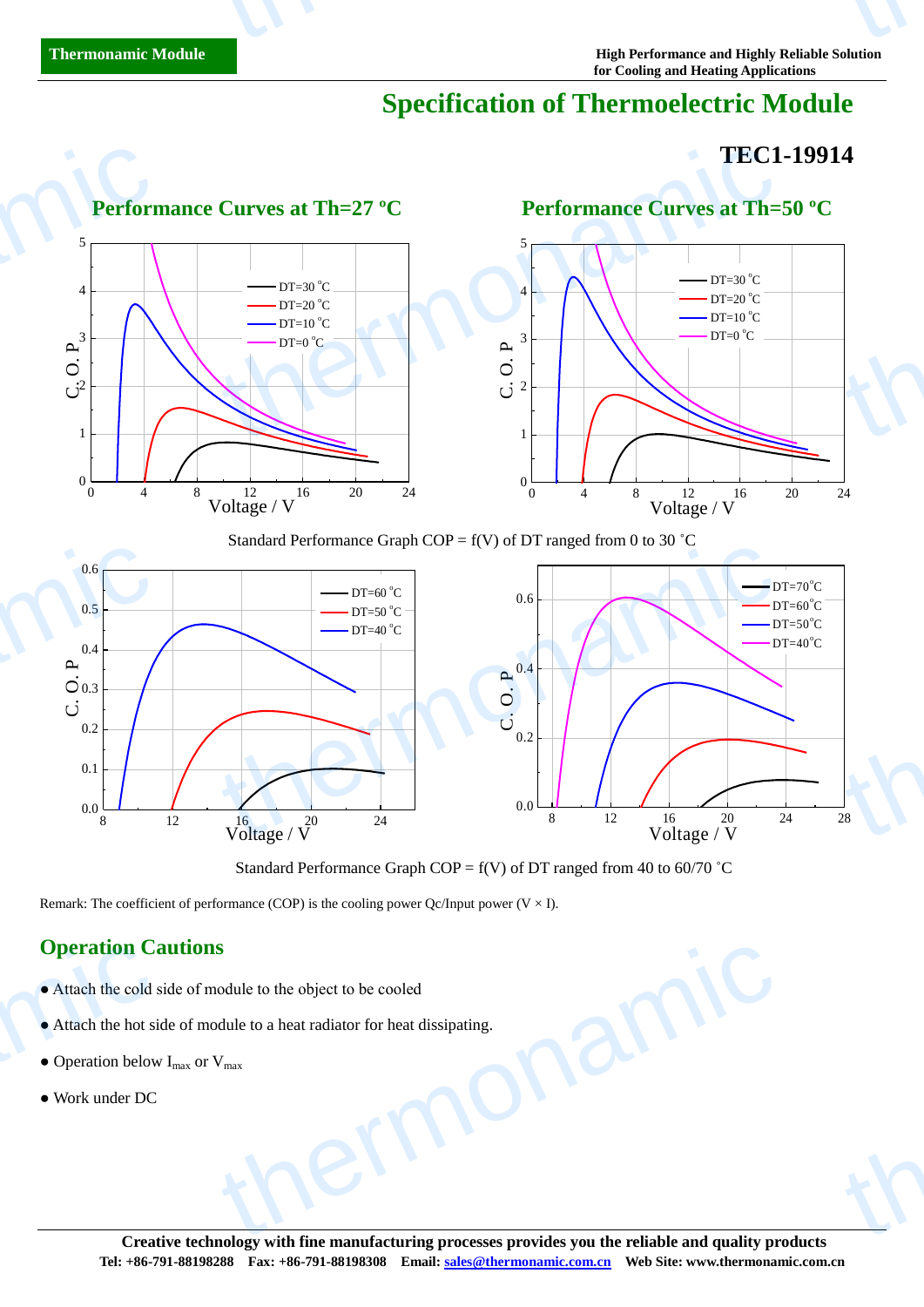# Specification of Thermoelectric Module

## TEC1-19914

### Performance Curves at Th=27 ºC

C. O. P

5
4
3
2
1
0

0 4 8 12 16 20 24

Voltage / V

DT=30 °C
DT=20 °C
DT=10 °C
DT=0 °C

### Performance Curves at Th=50 ºC

C. O. P

5
4
3
2
1
0

0 4 8 12 16 20 24

Voltage / V

DT=30 °C
DT=20 °C
DT=10 °C
DT=0 °C

Standard Performance Graph COP = f(V) of DT ranged from 0 to 30 ˚C

C. O. P

0.6
0.5
0.4
0.3
0.2
0.1
0.0

8 12 16 20 24

Voltage / V

DT=60 °C
DT=50 °C
DT=40 °C

C. O. P

0.6
0.4
0.2
0.0

8 12 16 20 24 28

Voltage / V

DT=70°C
DT=60°C
DT=50°C
DT=40°C

Standard Performance Graph COP = f(V) of DT ranged from 40 to 60/70 ˚C

Remark: The coefficient of performance (COP) is the cooling power Qc/Input power (V × I).

## Operation Cautions

- Attach the cold side of module to the object to be cooled
- Attach the hot side of module to a heat radiator for heat dissipating.
- Operation below $I_{max}$ or $V_{max}$
- Work under DC